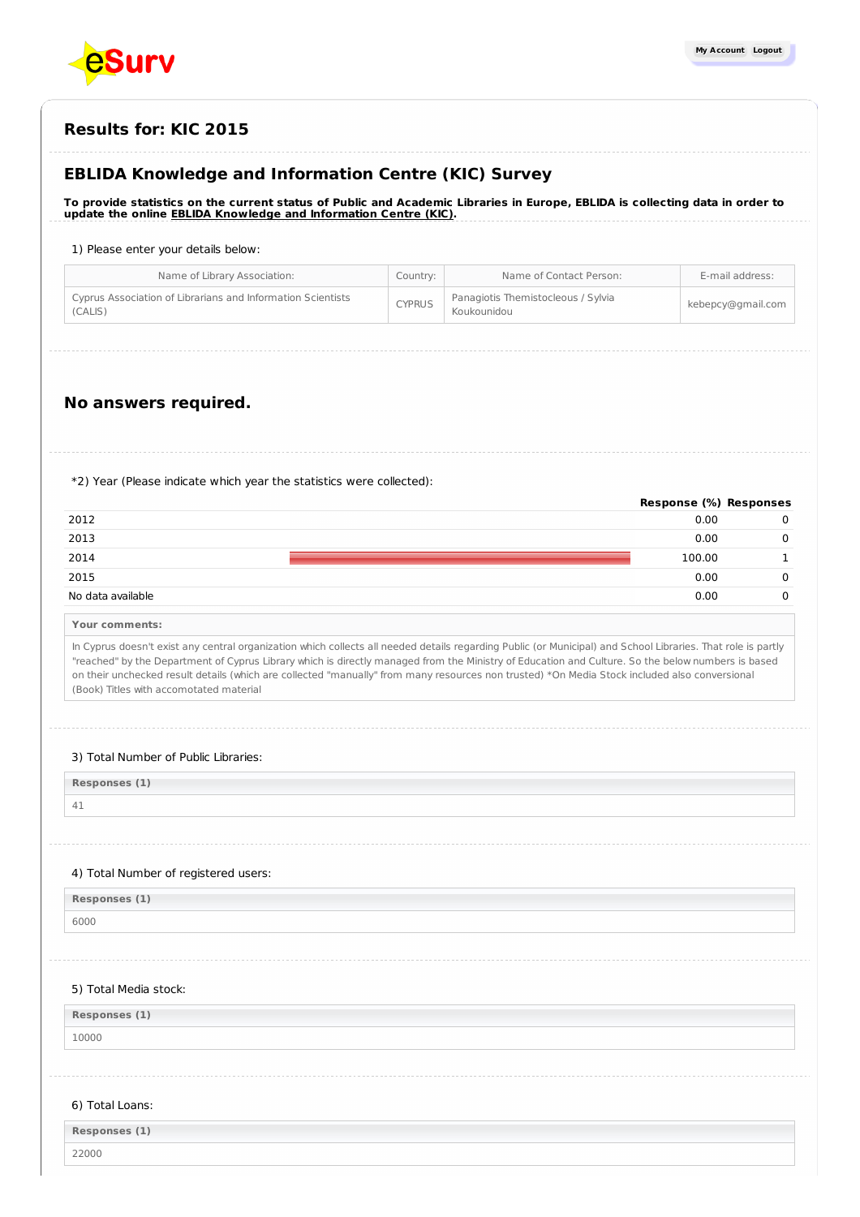# Results for: KIC 2015

## EBLIDA Knowledge and Information Centre (KIC) Survey

**To provide statistics on the current status of Public and Academic Libraries in Europe, EBLIDA is collecting data in order to update the online EBLIDA Knowledge and Information Centre (KIC).**

1) Please enter your details below:

| Name of Library Association: | Country: | Name of Contact Person: | E-mail address: |
|---|---|---|---|
| Cyprus Association of Librarians and Information Scientists (CALIS) | CYPRUS | Panagiotis Themistocleous / Sylvia Koukounidou | kebepcy@gmail.com |

## No answers required.

*2) Year (Please indicate which year the statistics were collected):

| | Response (%) | Responses |
|---|---|---|
| 2012 | 0.00 | 0 |
| 2013 | 0.00 | 0 |
| 2014 | 100.00 | 1 |
| 2015 | 0.00 | 0 |
| No data available | 0.00 | 0 |

**Your comments:**

In Cyprus doesn't exist any central organization which collects all needed details regarding Public (or Municipal) and School Libraries. That role is partly "reached" by the Department of Cyprus Library which is directly managed from the Ministry of Education and Culture. So the below numbers is based on their unchecked result details (which are collected "manually" from many resources non trusted) *On Media Stock included also conversional (Book) Titles with accomotated material

3) Total Number of Public Libraries:

**Responses (1)**

41

4) Total Number of registered users:

**Responses (1)**

6000

5) Total Media stock:

**Responses (1)**

10000

6) Total Loans:

**Responses (1)**

22000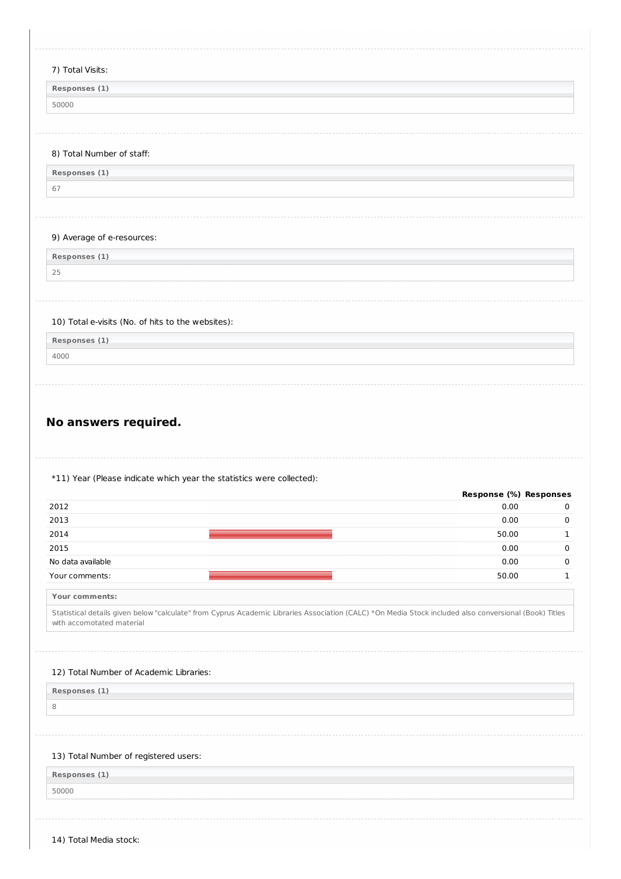7) Total Visits:

| Responses (1) |
|---|
| 50000 |

8) Total Number of staff:

| Responses (1) |
|---|
| 67 |

9) Average of e-resources:

| Responses (1) |
|---|
| 25 |

10) Total e-visits (No. of hits to the websites):

| Responses (1) |
|---|
| 4000 |

## No answers required.

*11) Year (Please indicate which year the statistics were collected):

| | Response (%) | Responses |
|---|---|---|
| 2012 | 0.00 | 0 |
| 2013 | 0.00 | 0 |
| 2014 | 50.00 | 1 |
| 2015 | 0.00 | 0 |
| No data available | 0.00 | 0 |
| Your comments: | 50.00 | 1 |

| Your comments: |
|---|
| Statistical details given below "calculate" from Cyprus Academic Libraries Association (CALC) *On Media Stock included also conversional (Book) Titles with accomotated material |

12) Total Number of Academic Libraries:

| Responses (1) |
|---|
| 8 |

13) Total Number of registered users:

| Responses (1) |
|---|
| 50000 |

14) Total Media stock: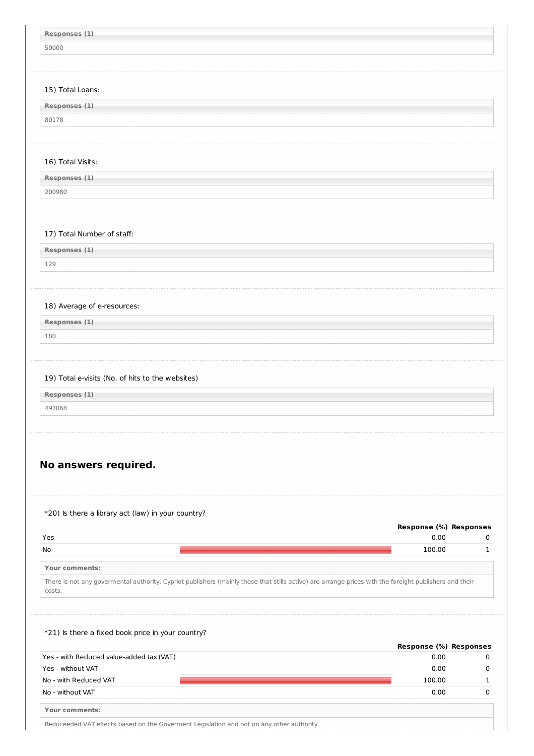| Responses (1) |
| --- |
| 50000 |

15) Total Loans:

| Responses (1) |
| --- |
| 80178 |

16) Total Visits:

| Responses (1) |
| --- |
| 200980 |

17) Total Number of staff:

| Responses (1) |
| --- |
| 129 |

18) Average of e-resources:

| Responses (1) |
| --- |
| 180 |

19) Total e-visits (No. of hits to the websites)

| Responses (1) |
| --- |
| 497068 |

## No answers required.

*20) Is there a library act (law) in your country?

| | Response (%) | Responses |
| --- | --- | --- |
| Yes | 0.00 | 0 |
| No | 100.00 | 1 |

**Your comments:**

There is not any govermental authority. Cypriot publishers (mainly those that stills active) are arrange prices with the foreight publishers and their costs.

*21) Is there a fixed book price in your country?

| | Response (%) | Responses |
| --- | --- | --- |
| Yes - with Reduced value-added tax (VAT) | 0.00 | 0 |
| Yes - without VAT | 0.00 | 0 |
| No - with Reduced VAT | 100.00 | 1 |
| No - without VAT | 0.00 | 0 |

**Your comments:**

Reduceeded VAT effects based on the Goverment Legislation and not on any other authority.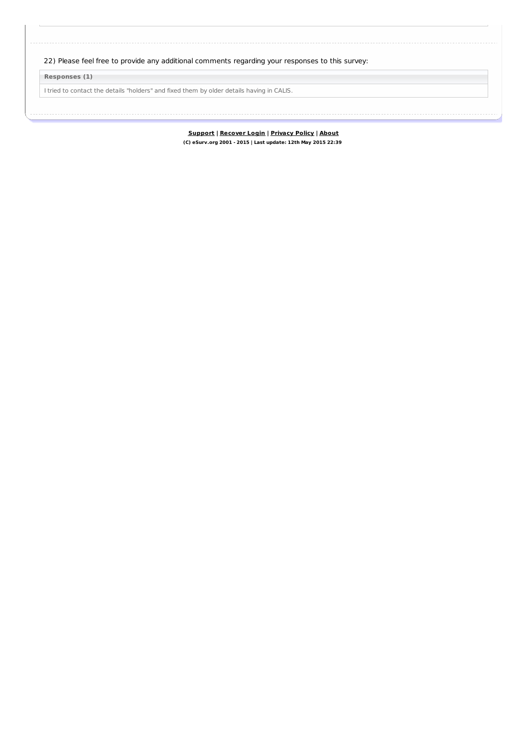22) Please feel free to provide any additional comments regarding your responses to this survey:

| Responses (1) |
| --- |
| I tried to contact the details "holders" and fixed them by older details having in CALIS. |

**Support** | **Recover Login** | **Privacy Policy** | **About**

**(C) eSurv.org 2001 - 2015 | Last update: 12th May 2015 22:39**